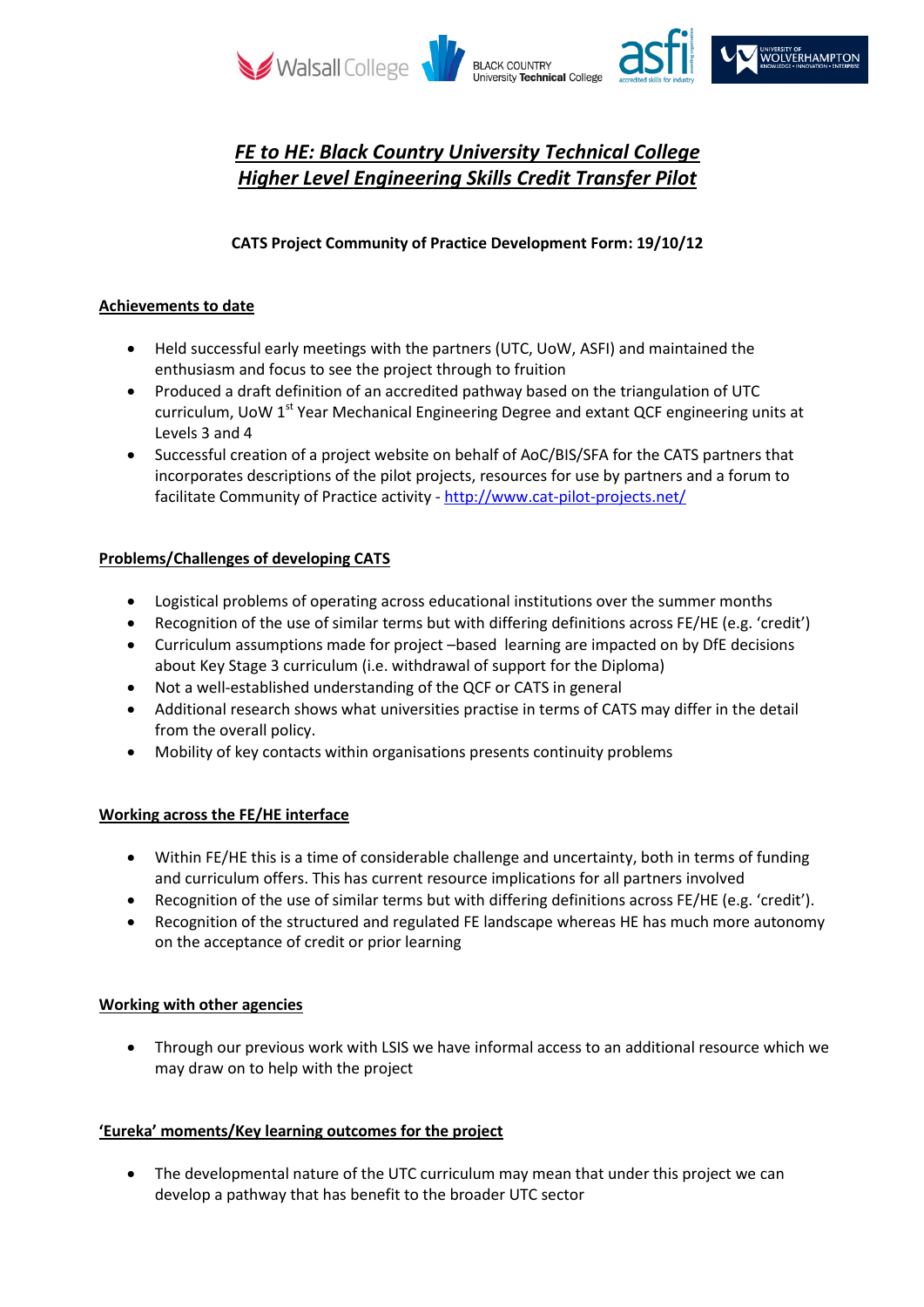# *FE to HE: Black Country University Technical College Higher Level Engineering Skills Credit Transfer Pilot*

**CATS Project Community of Practice Development Form: 19/10/12**

## Achievements to date

- Held successful early meetings with the partners (UTC, UoW, ASFI) and maintained the enthusiasm and focus to see the project through to fruition
- Produced a draft definition of an accredited pathway based on the triangulation of UTC curriculum, UoW 1st Year Mechanical Engineering Degree and extant QCF engineering units at Levels 3 and 4
- Successful creation of a project website on behalf of AoC/BIS/SFA for the CATS partners that incorporates descriptions of the pilot projects, resources for use by partners and a forum to facilitate Community of Practice activity - http://www.cat-pilot-projects.net/

## Problems/Challenges of developing CATS

- Logistical problems of operating across educational institutions over the summer months
- Recognition of the use of similar terms but with differing definitions across FE/HE (e.g. 'credit')
- Curriculum assumptions made for project –based learning are impacted on by DfE decisions about Key Stage 3 curriculum (i.e. withdrawal of support for the Diploma)
- Not a well-established understanding of the QCF or CATS in general
- Additional research shows what universities practise in terms of CATS may differ in the detail from the overall policy.
- Mobility of key contacts within organisations presents continuity problems

## Working across the FE/HE interface

- Within FE/HE this is a time of considerable challenge and uncertainty, both in terms of funding and curriculum offers. This has current resource implications for all partners involved
- Recognition of the use of similar terms but with differing definitions across FE/HE (e.g. 'credit').
- Recognition of the structured and regulated FE landscape whereas HE has much more autonomy on the acceptance of credit or prior learning

## Working with other agencies

- Through our previous work with LSIS we have informal access to an additional resource which we may draw on to help with the project

## 'Eureka' moments/Key learning outcomes for the project

- The developmental nature of the UTC curriculum may mean that under this project we can develop a pathway that has benefit to the broader UTC sector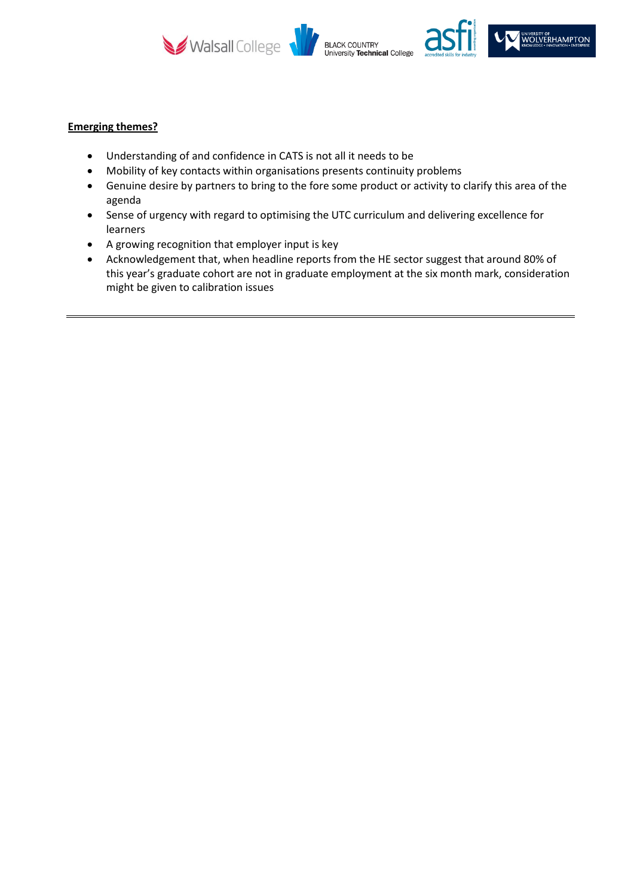**Emerging themes?**

- Understanding of and confidence in CATS is not all it needs to be
- Mobility of key contacts within organisations presents continuity problems
- Genuine desire by partners to bring to the fore some product or activity to clarify this area of the agenda
- Sense of urgency with regard to optimising the UTC curriculum and delivering excellence for learners
- A growing recognition that employer input is key
- Acknowledgement that, when headline reports from the HE sector suggest that around 80% of this year's graduate cohort are not in graduate employment at the six month mark, consideration might be given to calibration issues